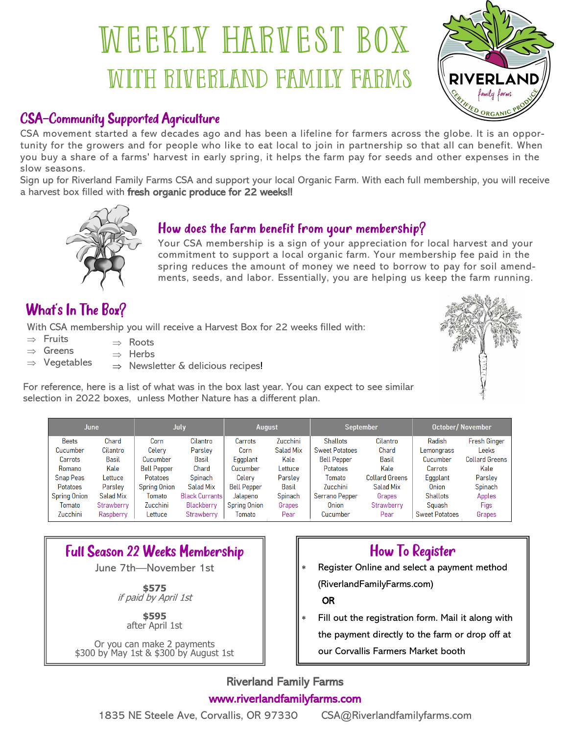# WEEKLY HARVEST BOX
## WITH RIVERLAND FAMILY FARMS

## CSA—Community Supported Agriculture

CSA movement started a few decades ago and has been a lifeline for farmers across the globe. It is an opportunity for the growers and for people who like to eat local to join in partnership so that all can benefit. When you buy a share of a farms' harvest in early spring, it helps the farm pay for seeds and other expenses in the slow seasons.

Sign up for Riverland Family Farms CSA and support your local Organic Farm. With each full membership, you will receive a harvest box filled with **fresh organic produce for 22 weeks!!**

## How does the farm benefit from your membership?

Your CSA membership is a sign of your appreciation for local harvest and your commitment to support a local organic farm. Your membership fee paid in the spring reduces the amount of money we need to borrow to pay for soil amendments, seeds, and labor. Essentially, you are helping us keep the farm running.

## What's In The Box?

With CSA membership you will receive a Harvest Box for 22 weeks filled with:

- ⇒ Fruits
- ⇒ Greens
- ⇒ Vegetables
- ⇒ Roots
- ⇒ Herbs
- ⇒ Newsletter & delicious recipes!

For reference, here is a list of what was in the box last year. You can expect to see similar selection in 2022 boxes, unless Mother Nature has a different plan.

| June | | July | | August | | September | | October/ November | |
|---|---|---|---|---|---|---|---|---|---|
| Beets | Chard | Corn | Cilantro | Carrots | Zucchini | Shallots | Cilantro | Radish | Fresh Ginger |
| Cucumber | Cilantro | Celery | Parsley | Corn | Salad Mix | Sweet Potatoes | Chard | Lemongrass | Leeks |
| Carrots | Basil | Cucumber | Basil | Eggplant | Kale | Bell Pepper | Basil | Cucumber | Collard Greens |
| Romano | Kale | Bell Pepper | Chard | Cucumber | Lettuce | Potatoes | Kale | Carrots | Kale |
| Snap Peas | Lettuce | Potatoes | Spinach | Celery | Parsley | Tomato | Collard Greens | Eggplant | Parsley |
| Potatoes | Parsley | Spring Onion | Salad Mix | Bell Pepper | Basil | Zucchini | Salad Mix | Onion | Spinach |
| Spring Onion | Salad Mix | Tomato | Black Currants | Jalapeno | Spinach | Serrano Pepper | Grapes | Shallots | Apples |
| Tomato | Strawberry | Zucchini | Blackberry | Spring Onion | Grapes | Onion | Strawberry | Squash | Figs |
| Zucchini | Raspberry | Lettuce | Strawberry | Tomato | Pear | Cucumber | Pear | Sweet Potatoes | Grapes |

## Full Season 22 Weeks Membership

June 7th—November 1st

**$575**
*if paid by April 1st*

**$595**
after April 1st

Or you can make 2 payments
$300 by May 1st & $300 by August 1st

## How To Register

* Register Online and select a payment method (RiverlandFamilyFarms.com)

  **OR**

* Fill out the registration form. Mail it along with the payment directly to the farm or drop off at our Corvallis Farmers Market booth

**Riverland Family Farms**

**www.riverlandfamilyfarms.com**

1835 NE Steele Ave, Corvallis, OR 97330 CSA@Riverlandfamilyfarms.com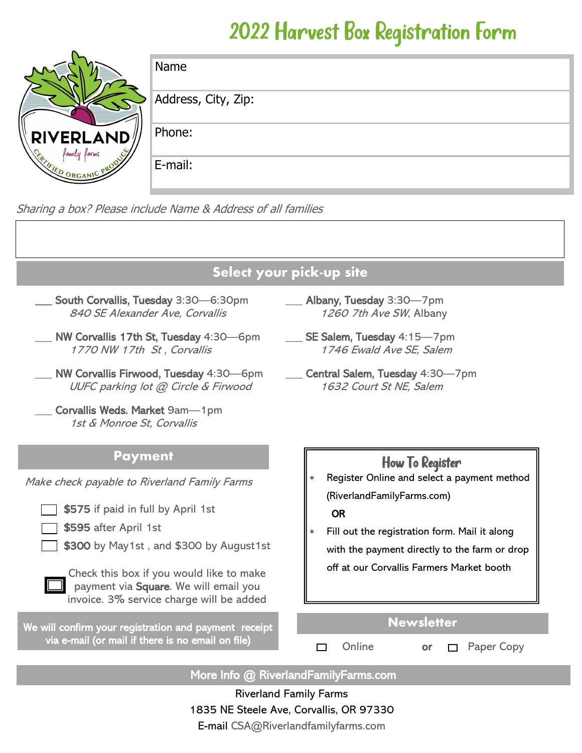# 2022 Harvest Box Registration Form

RIVERLAND family farms CERTIFIED ORGANIC PRODUCE

| | |
|---|---|
| Name | |
| Address, City, Zip: | |
| Phone: | |
| E-mail: | |

*Sharing a box? Please include Name & Address of all families*

## Select your pick-up site

___ **South Corvallis, Tuesday** 3:30—6:30pm
*840 SE Alexander Ave, Corvallis*

___ **NW Corvallis 17th St, Tuesday** 4:30—6pm
*1770 NW 17th St , Corvallis*

___ **NW Corvallis Firwood, Tuesday** 4:30—6pm
*UUFC parking lot @ Circle & Firwood*

___ **Corvallis Weds. Market** 9am—1pm
*1st & Monroe St, Corvallis*

___ **Albany, Tuesday** 3:30—7pm
*1260 7th Ave SW*, Albany

___ **SE Salem, Tuesday** 4:15—7pm
*1746 Ewald Ave SE, Salem*

___ **Central Salem, Tuesday** 4:30—7pm
*1632 Court St NE, Salem*

## Payment

*Make check payable to Riverland Family Farms*

- ☐ **$575** if paid in full by April 1st
- ☐ **$595** after April 1st
- ☐ **$300** by May1st , and $300 by August1st

☐ Check this box if you would like to make payment via **Square**. We will email you invoice. 3% service charge will be added

**We will confirm your registration and payment receipt via e-mail (or mail if there is no email on file)**

## How To Register

* Register Online and select a payment method (RiverlandFamilyFarms.com)

**OR**

* Fill out the registration form. Mail it along with the payment directly to the farm or drop off at our Corvallis Farmers Market booth

## Newsletter

☐ Online **or** ☐ Paper Copy

**More Info @ RiverlandFamilyFarms.com**

Riverland Family Farms
1835 NE Steele Ave, Corvallis, OR 97330
E-mail CSA@Riverlandfamilyfarms.com